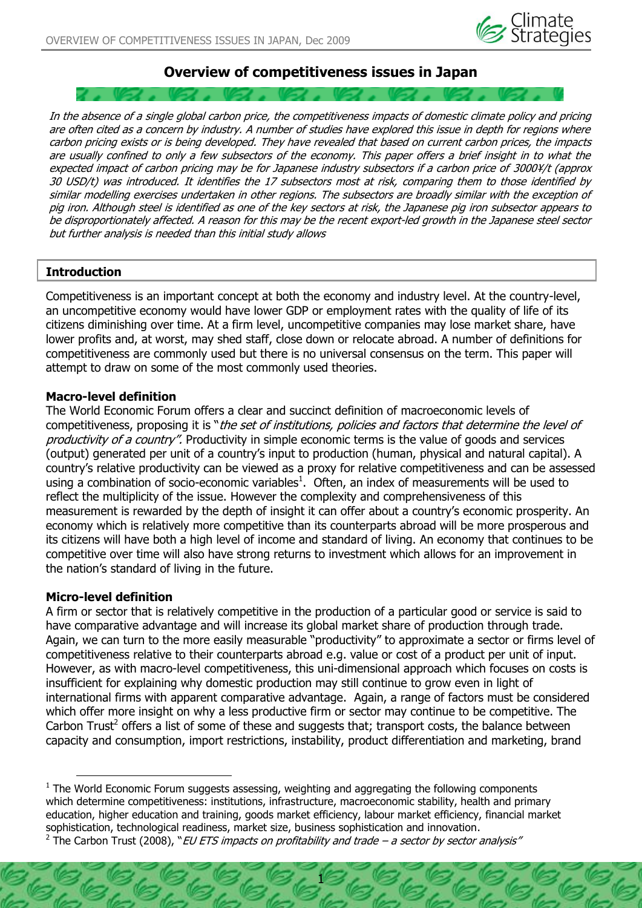# Overview of competitiveness issues in Japan

*In the absence of a single global carbon price, the competitiveness impacts of domestic climate policy and pricing are often cited as a concern by industry. A number of studies have explored this issue in depth for regions where carbon pricing exists or is being developed. They have revealed that based on current carbon prices, the impacts are usually confined to only a few subsectors of the economy. This paper offers a brief insight in to what the expected impact of carbon pricing may be for Japanese industry subsectors if a carbon price of 3000¥/t (approx 30 USD/t) was introduced. It identifies the 17 subsectors most at risk, comparing them to those identified by similar modelling exercises undertaken in other regions. The subsectors are broadly similar with the exception of pig iron. Although steel is identified as one of the key sectors at risk, the Japanese pig iron subsector appears to be disproportionately affected. A reason for this may be the recent export-led growth in the Japanese steel sector but further analysis is needed than this initial study allows*

## Introduction

Competitiveness is an important concept at both the economy and industry level. At the country-level, an uncompetitive economy would have lower GDP or employment rates with the quality of life of its citizens diminishing over time. At a firm level, uncompetitive companies may lose market share, have lower profits and, at worst, may shed staff, close down or relocate abroad. A number of definitions for competitiveness are commonly used but there is no universal consensus on the term. This paper will attempt to draw on some of the most commonly used theories.

### Macro-level definition

The World Economic Forum offers a clear and succinct definition of macroeconomic levels of competitiveness, proposing it is "*the set of institutions, policies and factors that determine the level of productivity of a country".* Productivity in simple economic terms is the value of goods and services (output) generated per unit of a country's input to production (human, physical and natural capital). A country's relative productivity can be viewed as a proxy for relative competitiveness and can be assessed using a combination of socio-economic variables[1]. Often, an index of measurements will be used to reflect the multiplicity of the issue. However the complexity and comprehensiveness of this measurement is rewarded by the depth of insight it can offer about a country's economic prosperity. An economy which is relatively more competitive than its counterparts abroad will be more prosperous and its citizens will have both a high level of income and standard of living. An economy that continues to be competitive over time will also have strong returns to investment which allows for an improvement in the nation's standard of living in the future.

### Micro-level definition

A firm or sector that is relatively competitive in the production of a particular good or service is said to have comparative advantage and will increase its global market share of production through trade. Again, we can turn to the more easily measurable "productivity" to approximate a sector or firms level of competitiveness relative to their counterparts abroad e.g. value or cost of a product per unit of input. However, as with macro-level competitiveness, this uni-dimensional approach which focuses on costs is insufficient for explaining why domestic production may still continue to grow even in light of international firms with apparent comparative advantage. Again, a range of factors must be considered which offer more insight on why a less productive firm or sector may continue to be competitive. The Carbon Trust[2] offers a list of some of these and suggests that; transport costs, the balance between capacity and consumption, import restrictions, instability, product differentiation and marketing, brand

---

[1] The World Economic Forum suggests assessing, weighting and aggregating the following components which determine competitiveness: institutions, infrastructure, macroeconomic stability, health and primary education, higher education and training, goods market efficiency, labour market efficiency, financial market sophistication, technological readiness, market size, business sophistication and innovation.

[2] The Carbon Trust (2008), "*EU ETS impacts on profitability and trade – a sector by sector analysis*"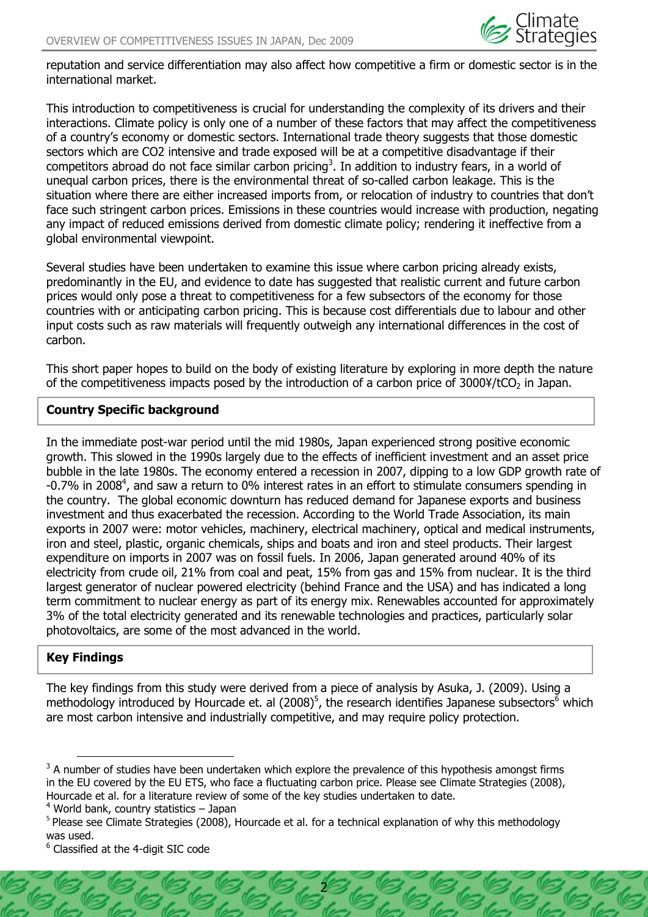reputation and service differentiation may also affect how competitive a firm or domestic sector is in the international market.

This introduction to competitiveness is crucial for understanding the complexity of its drivers and their interactions. Climate policy is only one of a number of these factors that may affect the competitiveness of a country's economy or domestic sectors. International trade theory suggests that those domestic sectors which are CO2 intensive and trade exposed will be at a competitive disadvantage if their competitors abroad do not face similar carbon pricing[3]. In addition to industry fears, in a world of unequal carbon prices, there is the environmental threat of so-called carbon leakage. This is the situation where there are either increased imports from, or relocation of industry to countries that don't face such stringent carbon prices. Emissions in these countries would increase with production, negating any impact of reduced emissions derived from domestic climate policy; rendering it ineffective from a global environmental viewpoint.

Several studies have been undertaken to examine this issue where carbon pricing already exists, predominantly in the EU, and evidence to date has suggested that realistic current and future carbon prices would only pose a threat to competitiveness for a few subsectors of the economy for those countries with or anticipating carbon pricing. This is because cost differentials due to labour and other input costs such as raw materials will frequently outweigh any international differences in the cost of carbon.

This short paper hopes to build on the body of existing literature by exploring in more depth the nature of the competitiveness impacts posed by the introduction of a carbon price of 3000¥/t$CO_2$ in Japan.

## Country Specific background

In the immediate post-war period until the mid 1980s, Japan experienced strong positive economic growth. This slowed in the 1990s largely due to the effects of inefficient investment and an asset price bubble in the late 1980s. The economy entered a recession in 2007, dipping to a low GDP growth rate of -0.7% in 2008[4], and saw a return to 0% interest rates in an effort to stimulate consumers spending in the country. The global economic downturn has reduced demand for Japanese exports and business investment and thus exacerbated the recession. According to the World Trade Association, its main exports in 2007 were: motor vehicles, machinery, electrical machinery, optical and medical instruments, iron and steel, plastic, organic chemicals, ships and boats and iron and steel products. Their largest expenditure on imports in 2007 was on fossil fuels. In 2006, Japan generated around 40% of its electricity from crude oil, 21% from coal and peat, 15% from gas and 15% from nuclear. It is the third largest generator of nuclear powered electricity (behind France and the USA) and has indicated a long term commitment to nuclear energy as part of its energy mix. Renewables accounted for approximately 3% of the total electricity generated and its renewable technologies and practices, particularly solar photovoltaics, are some of the most advanced in the world.

## Key Findings

The key findings from this study were derived from a piece of analysis by Asuka, J. (2009). Using a methodology introduced by Hourcade et. al (2008)[5], the research identifies Japanese subsectors[6] which are most carbon intensive and industrially competitive, and may require policy protection.

[3] A number of studies have been undertaken which explore the prevalence of this hypothesis amongst firms in the EU covered by the EU ETS, who face a fluctuating carbon price. Please see Climate Strategies (2008), Hourcade et al. for a literature review of some of the key studies undertaken to date.

[4] World bank, country statistics – Japan

[5] Please see Climate Strategies (2008), Hourcade et al. for a technical explanation of why this methodology was used.

[6] Classified at the 4-digit SIC code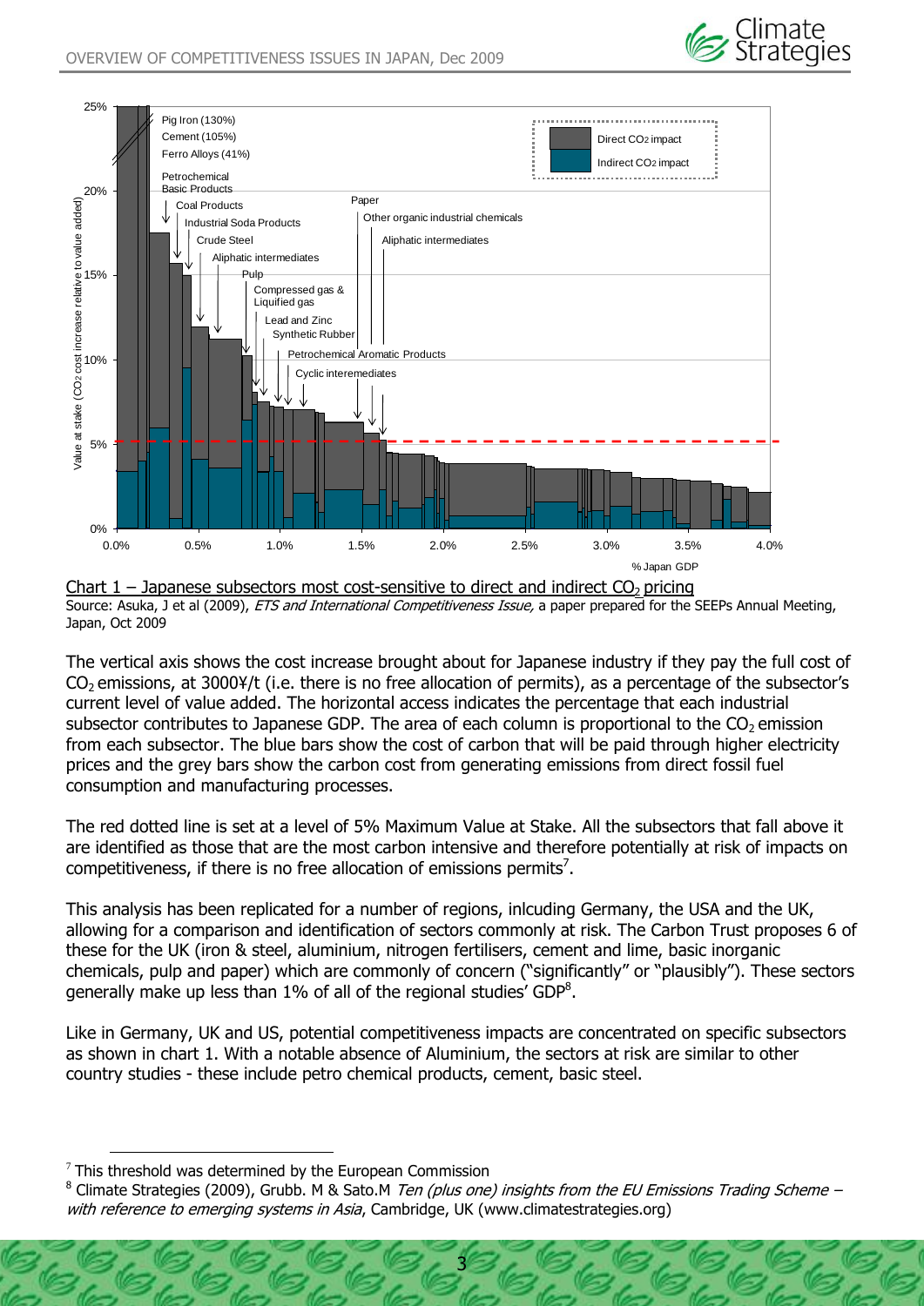Chart 1 – Japanese subsectors most cost-sensitive to direct and indirect $CO_2$ pricing

Source: Asuka, J et al (2009), *ETS and International Competitiveness Issue,* a paper prepared for the SEEPs Annual Meeting, Japan, Oct 2009

The vertical axis shows the cost increase brought about for Japanese industry if they pay the full cost of $CO_2$ emissions, at 3000¥/t (i.e. there is no free allocation of permits), as a percentage of the subsector's current level of value added. The horizontal access indicates the percentage that each industrial subsector contributes to Japanese GDP. The area of each column is proportional to the $CO_2$ emission from each subsector. The blue bars show the cost of carbon that will be paid through higher electricity prices and the grey bars show the carbon cost from generating emissions from direct fossil fuel consumption and manufacturing processes.

The red dotted line is set at a level of 5% Maximum Value at Stake. All the subsectors that fall above it are identified as those that are the most carbon intensive and therefore potentially at risk of impacts on competitiveness, if there is no free allocation of emissions permits[7].

This analysis has been replicated for a number of regions, inlcuding Germany, the USA and the UK, allowing for a comparison and identification of sectors commonly at risk. The Carbon Trust proposes 6 of these for the UK (iron & steel, aluminium, nitrogen fertilisers, cement and lime, basic inorganic chemicals, pulp and paper) which are commonly of concern ("significantly" or "plausibly"). These sectors generally make up less than 1% of all of the regional studies' GDP[8].

Like in Germany, UK and US, potential competitiveness impacts are concentrated on specific subsectors as shown in chart 1. With a notable absence of Aluminium, the sectors at risk are similar to other country studies - these include petro chemical products, cement, basic steel.

[7] This threshold was determined by the European Commission

[8] Climate Strategies (2009), Grubb. M & Sato.M *Ten (plus one) insights from the EU Emissions Trading Scheme – with reference to emerging systems in Asia*, Cambridge, UK (www.climatestrategies.org)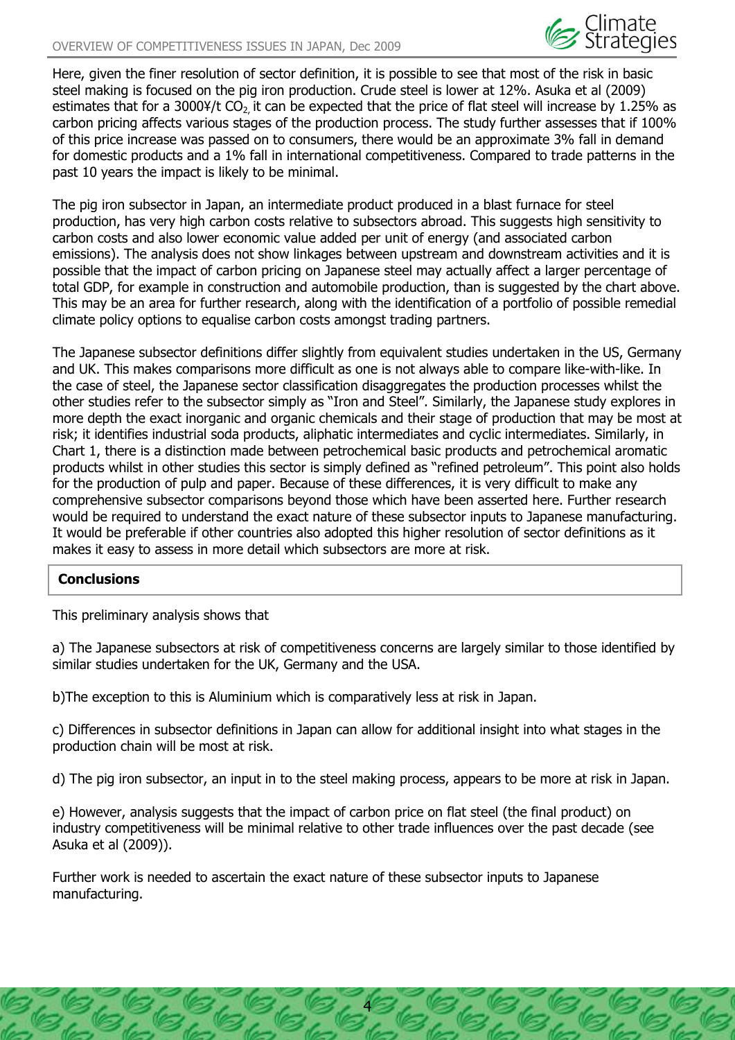Here, given the finer resolution of sector definition, it is possible to see that most of the risk in basic steel making is focused on the pig iron production. Crude steel is lower at 12%. Asuka et al (2009) estimates that for a 3000¥/t $CO_2$, it can be expected that the price of flat steel will increase by 1.25% as carbon pricing affects various stages of the production process. The study further assesses that if 100% of this price increase was passed on to consumers, there would be an approximate 3% fall in demand for domestic products and a 1% fall in international competitiveness. Compared to trade patterns in the past 10 years the impact is likely to be minimal.

The pig iron subsector in Japan, an intermediate product produced in a blast furnace for steel production, has very high carbon costs relative to subsectors abroad. This suggests high sensitivity to carbon costs and also lower economic value added per unit of energy (and associated carbon emissions). The analysis does not show linkages between upstream and downstream activities and it is possible that the impact of carbon pricing on Japanese steel may actually affect a larger percentage of total GDP, for example in construction and automobile production, than is suggested by the chart above. This may be an area for further research, along with the identification of a portfolio of possible remedial climate policy options to equalise carbon costs amongst trading partners.

The Japanese subsector definitions differ slightly from equivalent studies undertaken in the US, Germany and UK. This makes comparisons more difficult as one is not always able to compare like-with-like. In the case of steel, the Japanese sector classification disaggregates the production processes whilst the other studies refer to the subsector simply as "Iron and Steel". Similarly, the Japanese study explores in more depth the exact inorganic and organic chemicals and their stage of production that may be most at risk; it identifies industrial soda products, aliphatic intermediates and cyclic intermediates. Similarly, in Chart 1, there is a distinction made between petrochemical basic products and petrochemical aromatic products whilst in other studies this sector is simply defined as "refined petroleum". This point also holds for the production of pulp and paper. Because of these differences, it is very difficult to make any comprehensive subsector comparisons beyond those which have been asserted here. Further research would be required to understand the exact nature of these subsector inputs to Japanese manufacturing. It would be preferable if other countries also adopted this higher resolution of sector definitions as it makes it easy to assess in more detail which subsectors are more at risk.

## Conclusions

This preliminary analysis shows that

a) The Japanese subsectors at risk of competitiveness concerns are largely similar to those identified by similar studies undertaken for the UK, Germany and the USA.

b)The exception to this is Aluminium which is comparatively less at risk in Japan.

c) Differences in subsector definitions in Japan can allow for additional insight into what stages in the production chain will be most at risk.

d) The pig iron subsector, an input in to the steel making process, appears to be more at risk in Japan.

e) However, analysis suggests that the impact of carbon price on flat steel (the final product) on industry competitiveness will be minimal relative to other trade influences over the past decade (see Asuka et al (2009)).

Further work is needed to ascertain the exact nature of these subsector inputs to Japanese manufacturing.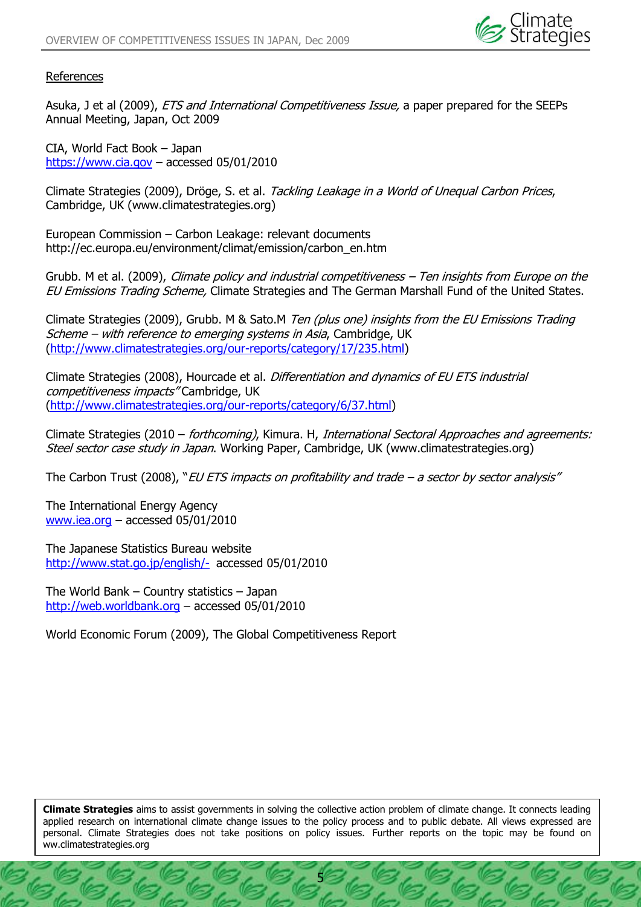References

Asuka, J et al (2009), *ETS and International Competitiveness Issue,* a paper prepared for the SEEPs Annual Meeting, Japan, Oct 2009

CIA, World Fact Book – Japan
https://www.cia.gov – accessed 05/01/2010

Climate Strategies (2009), Dröge, S. et al. *Tackling Leakage in a World of Unequal Carbon Prices*, Cambridge, UK (www.climatestrategies.org)

European Commission – Carbon Leakage: relevant documents
http://ec.europa.eu/environment/climat/emission/carbon_en.htm

Grubb. M et al. (2009), *Climate policy and industrial competitiveness – Ten insights from Europe on the EU Emissions Trading Scheme,* Climate Strategies and The German Marshall Fund of the United States.

Climate Strategies (2009), Grubb. M & Sato.M *Ten (plus one) insights from the EU Emissions Trading Scheme – with reference to emerging systems in Asia*, Cambridge, UK (http://www.climatestrategies.org/our-reports/category/17/235.html)

Climate Strategies (2008), Hourcade et al. *Differentiation and dynamics of EU ETS industrial competitiveness impacts"* Cambridge, UK (http://www.climatestrategies.org/our-reports/category/6/37.html)

Climate Strategies (2010 – *forthcoming)*, Kimura. H, *International Sectoral Approaches and agreements: Steel sector case study in Japan*. Working Paper, Cambridge, UK (www.climatestrategies.org)

The Carbon Trust (2008), "*EU ETS impacts on profitability and trade – a sector by sector analysis"*

The International Energy Agency
www.iea.org – accessed 05/01/2010

The Japanese Statistics Bureau website
http://www.stat.go.jp/english/- accessed 05/01/2010

The World Bank – Country statistics – Japan
http://web.worldbank.org – accessed 05/01/2010

World Economic Forum (2009), The Global Competitiveness Report

**Climate Strategies** aims to assist governments in solving the collective action problem of climate change. It connects leading applied research on international climate change issues to the policy process and to public debate. All views expressed are personal. Climate Strategies does not take positions on policy issues. Further reports on the topic may be found on ww.climatestrategies.org